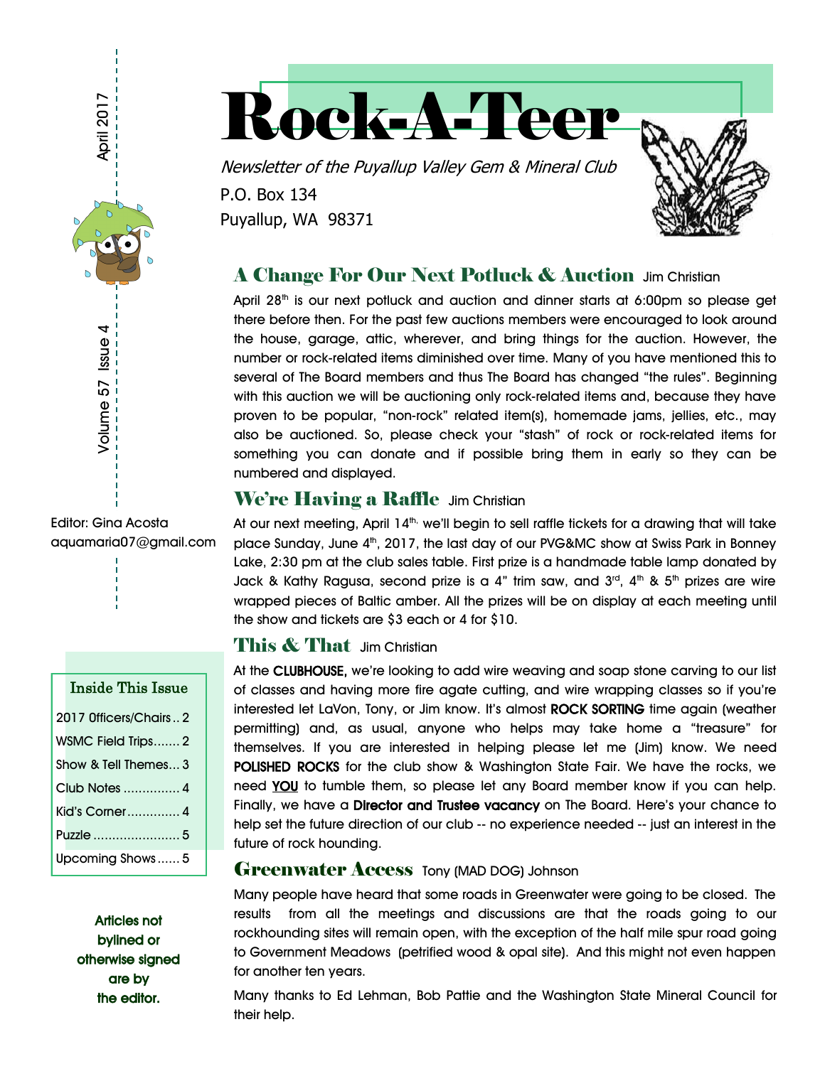# Rock-A-Teer

*Newsletter of the Puyallup Valley Gem & Mineral Club*

P.O. Box 134
Puyallup, WA 98371

April 2017

Volume 57 Issue 4

Editor: Gina Acosta
aquamaria07@gmail.com

| Inside This Issue | |
|---|---|
| 2017 Officers/Chairs | 2 |
| WSMC Field Trips | 2 |
| Show & Tell Themes | 3 |
| Club Notes | 4 |
| Kid's Corner | 4 |
| Puzzle | 5 |
| Upcoming Shows | 5 |

**Articles not bylined or otherwise signed are by the editor.**

## A Change For Our Next Potluck & Auction Jim Christian

April 28th is our next potluck and auction and dinner starts at 6:00pm so please get there before then. For the past few auctions members were encouraged to look around the house, garage, attic, wherever, and bring things for the auction. However, the number or rock-related items diminished over time. Many of you have mentioned this to several of The Board members and thus The Board has changed "the rules". Beginning with this auction we will be auctioning only rock-related items and, because they have proven to be popular, "non-rock" related item(s), homemade jams, jellies, etc., may also be auctioned. So, please check your "stash" of rock or rock-related items for something you can donate and if possible bring them in early so they can be numbered and displayed.

## We're Having a Raffle Jim Christian

At our next meeting, April 14th, we'll begin to sell raffle tickets for a drawing that will take place Sunday, June 4th, 2017, the last day of our PVG&MC show at Swiss Park in Bonney Lake, 2:30 pm at the club sales table. First prize is a handmade table lamp donated by Jack & Kathy Ragusa, second prize is a 4" trim saw, and 3rd, 4th & 5th prizes are wire wrapped pieces of Baltic amber. All the prizes will be on display at each meeting until the show and tickets are $3 each or 4 for $10.

## This & That Jim Christian

At the **CLUBHOUSE,** we're looking to add wire weaving and soap stone carving to our list of classes and having more fire agate cutting, and wire wrapping classes so if you're interested let LaVon, Tony, or Jim know. It's almost **ROCK SORTING** time again (weather permitting) and, as usual, anyone who helps may take home a "treasure" for themselves. If you are interested in helping please let me (Jim) know. We need **POLISHED ROCKS** for the club show & Washington State Fair. We have the rocks, we need **YOU** to tumble them, so please let any Board member know if you can help. Finally, we have a **Director and Trustee vacancy** on The Board. Here's your chance to help set the future direction of our club -- no experience needed -- just an interest in the future of rock hounding.

## Greenwater Access Tony (MAD DOG) Johnson

Many people have heard that some roads in Greenwater were going to be closed. The results from all the meetings and discussions are that the roads going to our rockhounding sites will remain open, with the exception of the half mile spur road going to Government Meadows (petrified wood & opal site). And this might not even happen for another ten years.

Many thanks to Ed Lehman, Bob Pattie and the Washington State Mineral Council for their help.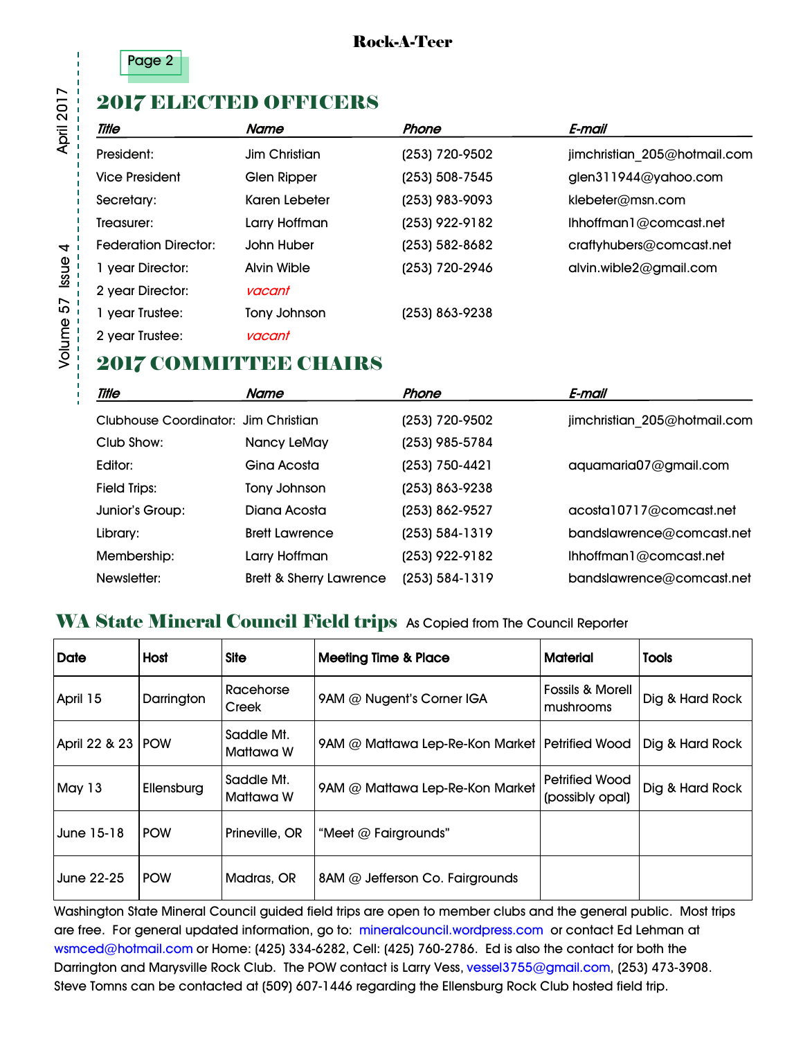## 2017 ELECTED OFFICERS

| Title | Name | Phone | E-mail |
|---|---|---|---|
| President: | Jim Christian | (253) 720-9502 | jimchristian_205@hotmail.com |
| Vice President | Glen Ripper | (253) 508-7545 | glen311944@yahoo.com |
| Secretary: | Karen Lebeter | (253) 983-9093 | klebeter@msn.com |
| Treasurer: | Larry Hoffman | (253) 922-9182 | lhhoffman1@comcast.net |
| Federation Director: | John Huber | (253) 582-8682 | craftyhubers@comcast.net |
| 1 year Director: | Alvin Wible | (253) 720-2946 | alvin.wible2@gmail.com |
| 2 year Director: | *vacant* | | |
| 1 year Trustee: | Tony Johnson | (253) 863-9238 | |
| 2 year Trustee: | *vacant* | | |

## 2017 COMMITTEE CHAIRS

| Title | Name | Phone | E-mail |
|---|---|---|---|
| Clubhouse Coordinator: | Jim Christian | (253) 720-9502 | jimchristian_205@hotmail.com |
| Club Show: | Nancy LeMay | (253) 985-5784 | |
| Editor: | Gina Acosta | (253) 750-4421 | aquamaria07@gmail.com |
| Field Trips: | Tony Johnson | (253) 863-9238 | |
| Junior's Group: | Diana Acosta | (253) 862-9527 | acosta10717@comcast.net |
| Library: | Brett Lawrence | (253) 584-1319 | bandslawrence@comcast.net |
| Membership: | Larry Hoffman | (253) 922-9182 | lhhoffman1@comcast.net |
| Newsletter: | Brett & Sherry Lawrence | (253) 584-1319 | bandslawrence@comcast.net |

## WA State Mineral Council Field trips

As Copied from The Council Reporter

| Date | Host | Site | Meeting Time & Place | Material | Tools |
|---|---|---|---|---|---|
| April 15 | Darrington | Racehorse Creek | 9AM @ Nugent's Corner IGA | Fossils & Morell mushrooms | Dig & Hard Rock |
| April 22 & 23 | POW | Saddle Mt. Mattawa W | 9AM @ Mattawa Lep-Re-Kon Market | Petrified Wood | Dig & Hard Rock |
| May 13 | Ellensburg | Saddle Mt. Mattawa W | 9AM @ Mattawa Lep-Re-Kon Market | Petrified Wood (possibly opal) | Dig & Hard Rock |
| June 15-18 | POW | Prineville, OR | "Meet @ Fairgrounds" | | |
| June 22-25 | POW | Madras, OR | 8AM @ Jefferson Co. Fairgrounds | | |

Washington State Mineral Council guided field trips are open to member clubs and the general public. Most trips are free. For general updated information, go to: mineralcouncil.wordpress.com or contact Ed Lehman at wsmced@hotmail.com or Home: (425) 334-6282, Cell: (425) 760-2786. Ed is also the contact for both the Darrington and Marysville Rock Club. The POW contact is Larry Vess, vessel3755@gmail.com, (253) 473-3908. Steve Tomns can be contacted at (509) 607-1446 regarding the Ellensburg Rock Club hosted field trip.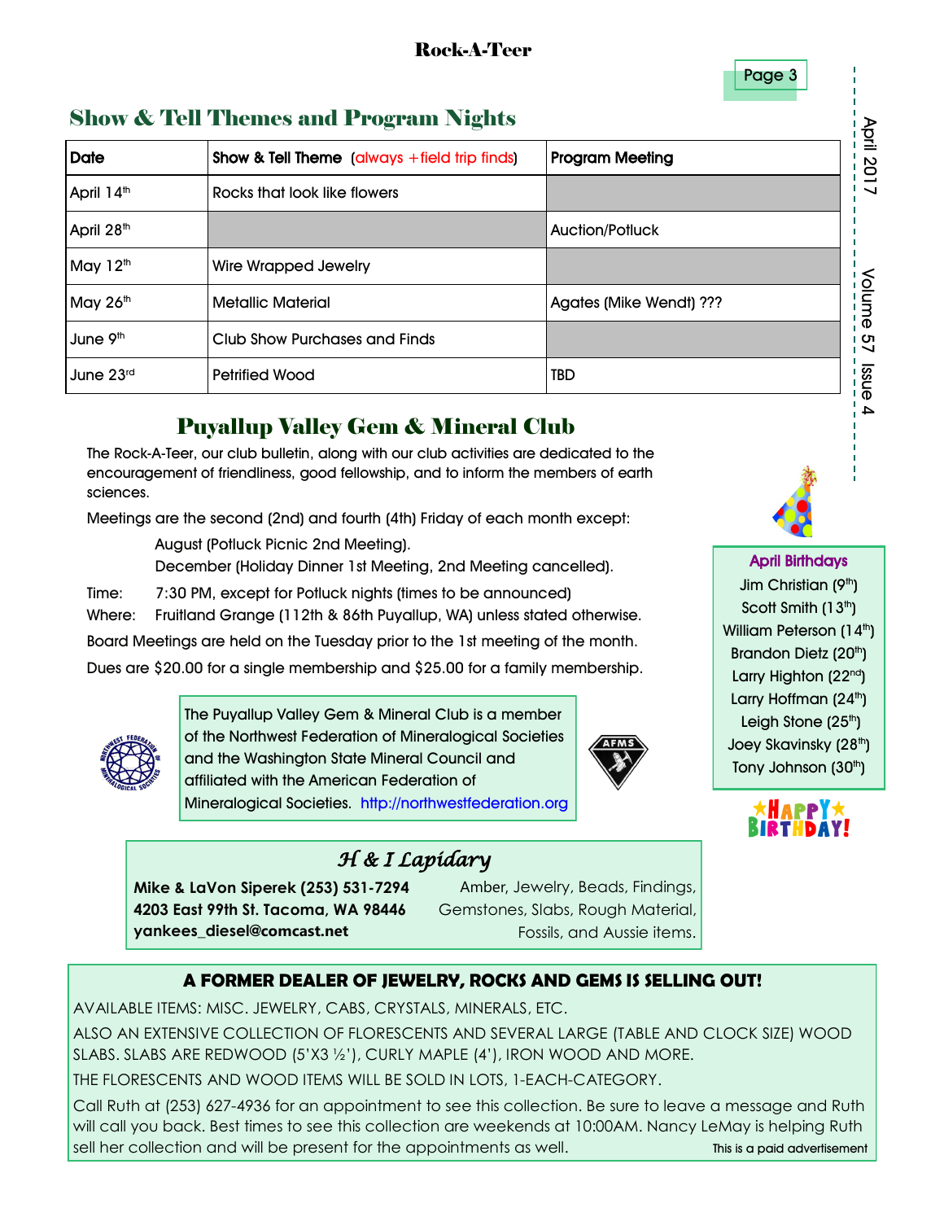## Show & Tell Themes and Program Nights

| Date | Show & Tell Theme (always +field trip finds) | Program Meeting |
|---|---|---|
| April 14th | Rocks that look like flowers | |
| April 28th | | Auction/Potluck |
| May 12th | Wire Wrapped Jewelry | |
| May 26th | Metallic Material | Agates (Mike Wendt) ??? |
| June 9th | Club Show Purchases and Finds | |
| June 23rd | Petrified Wood | TBD |

## Puyallup Valley Gem & Mineral Club

The Rock-A-Teer, our club bulletin, along with our club activities are dedicated to the encouragement of friendliness, good fellowship, and to inform the members of earth sciences.

Meetings are the second (2nd) and fourth (4th) Friday of each month except:

August (Potluck Picnic 2nd Meeting).
December (Holiday Dinner 1st Meeting, 2nd Meeting cancelled).

Time: 7:30 PM, except for Potluck nights (times to be announced)
Where: Fruitland Grange (112th & 86th Puyallup, WA) unless stated otherwise.

Board Meetings are held on the Tuesday prior to the 1st meeting of the month.

Dues are $20.00 for a single membership and $25.00 for a family membership.

The Puyallup Valley Gem & Mineral Club is a member of the Northwest Federation of Mineralogical Societies and the Washington State Mineral Council and affiliated with the American Federation of Mineralogical Societies. http://northwestfederation.org

**April Birthdays**

Jim Christian (9th)
Scott Smith (13th)
William Peterson (14th)
Brandon Dietz (20th)
Larry Highton (22nd)
Larry Hoffman (24th)
Leigh Stone (25th)
Joey Skavinsky (28th)
Tony Johnson (30th)

HAPPY BIRTHDAY!

### *H & I Lapidary*

**Mike & LaVon Siperek (253) 531-7294**
**4203 East 99th St. Tacoma, WA 98446**
**yankees_diesel@comcast.net**

Amber, Jewelry, Beads, Findings, Gemstones, Slabs, Rough Material, Fossils, and Aussie items.

### A FORMER DEALER OF JEWELRY, ROCKS AND GEMS IS SELLING OUT!

AVAILABLE ITEMS: MISC. JEWELRY, CABS, CRYSTALS, MINERALS, ETC.

ALSO AN EXTENSIVE COLLECTION OF FLORESCENTS AND SEVERAL LARGE (TABLE AND CLOCK SIZE) WOOD SLABS. SLABS ARE REDWOOD (5'X3 ½'), CURLY MAPLE (4'), IRON WOOD AND MORE.

THE FLORESCENTS AND WOOD ITEMS WILL BE SOLD IN LOTS, 1-EACH-CATEGORY.

Call Ruth at (253) 627-4936 for an appointment to see this collection. Be sure to leave a message and Ruth will call you back. Best times to see this collection are weekends at 10:00AM. Nancy LeMay is helping Ruth sell her collection and will be present for the appointments as well.

This is a paid advertisement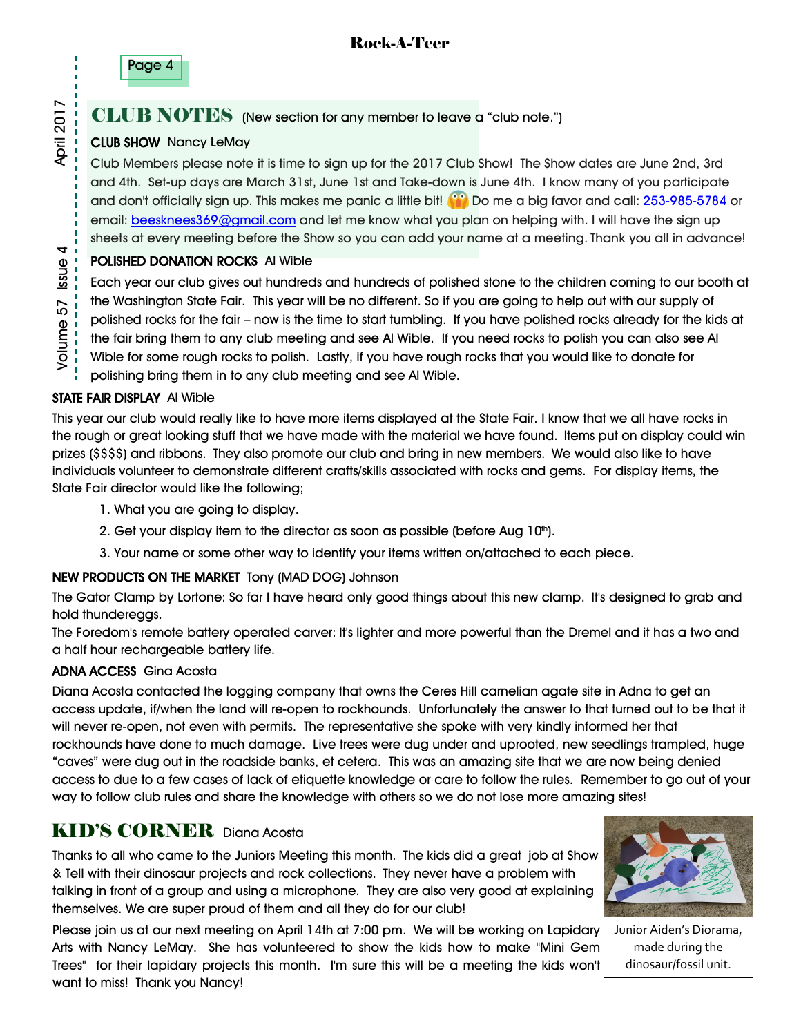## CLUB NOTES (New section for any member to leave a "club note.")

**CLUB SHOW** Nancy LeMay

Club Members please note it is time to sign up for the 2017 Club Show! The Show dates are June 2nd, 3rd and 4th. Set-up days are March 31st, June 1st and Take-down is June 4th. I know many of you participate and don't officially sign up. This makes me panic a little bit! 😱 Do me a big favor and call: 253-985-5784 or email: beesknees369@gmail.com and let me know what you plan on helping with. I will have the sign up sheets at every meeting before the Show so you can add your name at a meeting. Thank you all in advance!

**POLISHED DONATION ROCKS** Al Wible

Each year our club gives out hundreds and hundreds of polished stone to the children coming to our booth at the Washington State Fair. This year will be no different. So if you are going to help out with our supply of polished rocks for the fair – now is the time to start tumbling. If you have polished rocks already for the kids at the fair bring them to any club meeting and see Al Wible. If you need rocks to polish you can also see Al Wible for some rough rocks to polish. Lastly, if you have rough rocks that you would like to donate for polishing bring them in to any club meeting and see Al Wible.

**STATE FAIR DISPLAY** Al Wible

This year our club would really like to have more items displayed at the State Fair. I know that we all have rocks in the rough or great looking stuff that we have made with the material we have found. Items put on display could win prizes ($$$$) and ribbons. They also promote our club and bring in new members. We would also like to have individuals volunteer to demonstrate different crafts/skills associated with rocks and gems. For display items, the State Fair director would like the following;

1. What you are going to display.
2. Get your display item to the director as soon as possible (before Aug 10th).
3. Your name or some other way to identify your items written on/attached to each piece.

**NEW PRODUCTS ON THE MARKET** Tony (MAD DOG) Johnson

The Gator Clamp by Lortone: So far I have heard only good things about this new clamp. It's designed to grab and hold thundereggs.

The Foredom's remote battery operated carver: It's lighter and more powerful than the Dremel and it has a two and a half hour rechargeable battery life.

**ADNA ACCESS** Gina Acosta

Diana Acosta contacted the logging company that owns the Ceres Hill carnelian agate site in Adna to get an access update, if/when the land will re-open to rockhounds. Unfortunately the answer to that turned out to be that it will never re-open, not even with permits. The representative she spoke with very kindly informed her that rockhounds have done to much damage. Live trees were dug under and uprooted, new seedlings trampled, huge "caves" were dug out in the roadside banks, et cetera. This was an amazing site that we are now being denied access to due to a few cases of lack of etiquette knowledge or care to follow the rules. Remember to go out of your way to follow club rules and share the knowledge with others so we do not lose more amazing sites!

## KID'S CORNER Diana Acosta

Thanks to all who came to the Juniors Meeting this month. The kids did a great job at Show & Tell with their dinosaur projects and rock collections. They never have a problem with talking in front of a group and using a microphone. They are also very good at explaining themselves. We are super proud of them and all they do for our club!

Please join us at our next meeting on April 14th at 7:00 pm. We will be working on Lapidary Arts with Nancy LeMay. She has volunteered to show the kids how to make "Mini Gem Trees" for their lapidary projects this month. I'm sure this will be a meeting the kids won't want to miss! Thank you Nancy!

Junior Aiden's Diorama, made during the dinosaur/fossil unit.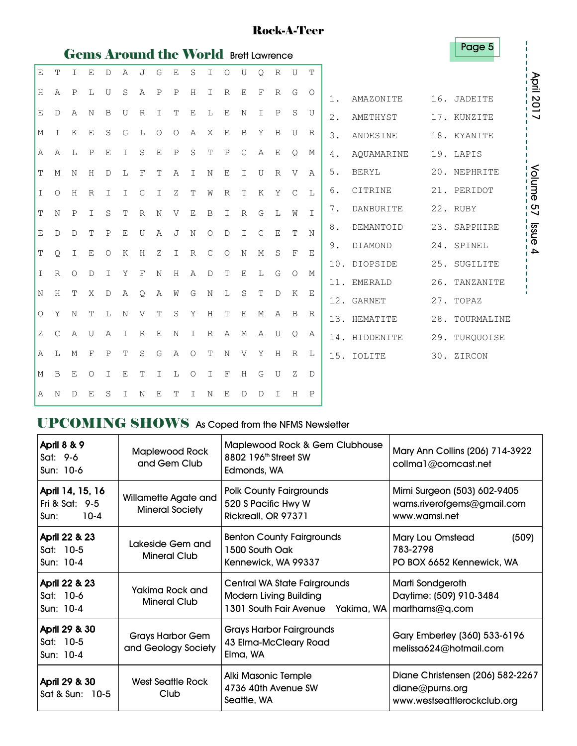## Gems Around the World

Brett Lawrence

```
E T I E D A J G E S I O U Q R U T
H A P L U S A P P H I R E F R G O
E D A N B U R I T E L E N I P S U
M I K E S G L O O A X E B Y B U R
A A L P E I S E P S T P C A E Q M
T M N H D L F T A I N E I U R V A
I O H R I I C I Z T W R T K Y C L
T N P I S T R N V E B I R G L W I
E D D T P E U A J N O D I C E T N
T Q I E O K H Z I R C O N M S F E
I R O D I Y F N H A D T E L G O M
N H T X D A Q A W G N L S T D K E
O Y N T L N V T S Y H T E M A B R
Z C A U A I R E N I R A M A U Q A
A L M F P T S G A O T N V Y H R L
M B E O I E T I L O I F H G U Z D
A N D E S I N E T I N E D D I H P
```

1. AMAZONITE
2. AMETHYST
3. ANDESINE
4. AQUAMARINE
5. BERYL
6. CITRINE
7. DANBURITE
8. DEMANTOID
9. DIAMOND
10. DIOPSIDE
11. EMERALD
12. GARNET
13. HEMATITE
14. HIDDENITE
15. IOLITE
16. JADEITE
17. KUNZITE
18. KYANITE
19. LAPIS
20. NEPHRITE
21. PERIDOT
22. RUBY
23. SAPPHIRE
24. SPINEL
25. SUGILITE
26. TANZANITE
27. TOPAZ
28. TOURMALINE
29. TURQUOISE
30. ZIRCON

## UPCOMING SHOWS

As Coped from the NFMS Newsletter

| Dates | Club | Location | Contact |
|---|---|---|---|
| **April 8 & 9**<br>Sat: 9-6<br>Sun: 10-6 | Maplewood Rock and Gem Club | Maplewood Rock & Gem Clubhouse<br>8802 196th Street SW<br>Edmonds, WA | Mary Ann Collins (206) 714-3922<br>collma1@comcast.net |
| **April 14, 15, 16**<br>Fri & Sat: 9-5<br>Sun: 10-4 | Willamette Agate and Mineral Society | Polk County Fairgrounds<br>520 S Pacific Hwy W<br>Rickreall, OR 97371 | Mimi Surgeon (503) 602-9405<br>wams.riverofgems@gmail.com<br>www.wamsi.net |
| **April 22 & 23**<br>Sat: 10-5<br>Sun: 10-4 | Lakeside Gem and Mineral Club | Benton County Fairgrounds<br>1500 South Oak<br>Kennewick, WA 99337 | Mary Lou Omstead (509) 783-2798<br>PO BOX 6652 Kennewick, WA |
| **April 22 & 23**<br>Sat: 10-6<br>Sun: 10-4 | Yakima Rock and Mineral Club | Central WA State Fairgrounds<br>Modern Living Building<br>1301 South Fair Avenue Yakima, WA | Marti Sondgeroth<br>Daytime: (509) 910-3484<br>marthams@q.com |
| **April 29 & 30**<br>Sat: 10-5<br>Sun: 10-4 | Grays Harbor Gem and Geology Society | Grays Harbor Fairgrounds<br>43 Elma-McCleary Road<br>Elma, WA | Gary Emberley (360) 533-6196<br>melissa624@hotmail.com |
| **April 29 & 30**<br>Sat & Sun: 10-5 | West Seattle Rock Club | Alki Masonic Temple<br>4736 40th Avenue SW<br>Seattle, WA | Diane Christensen (206) 582-2267<br>diane@purns.org<br>www.westseattlerockclub.org |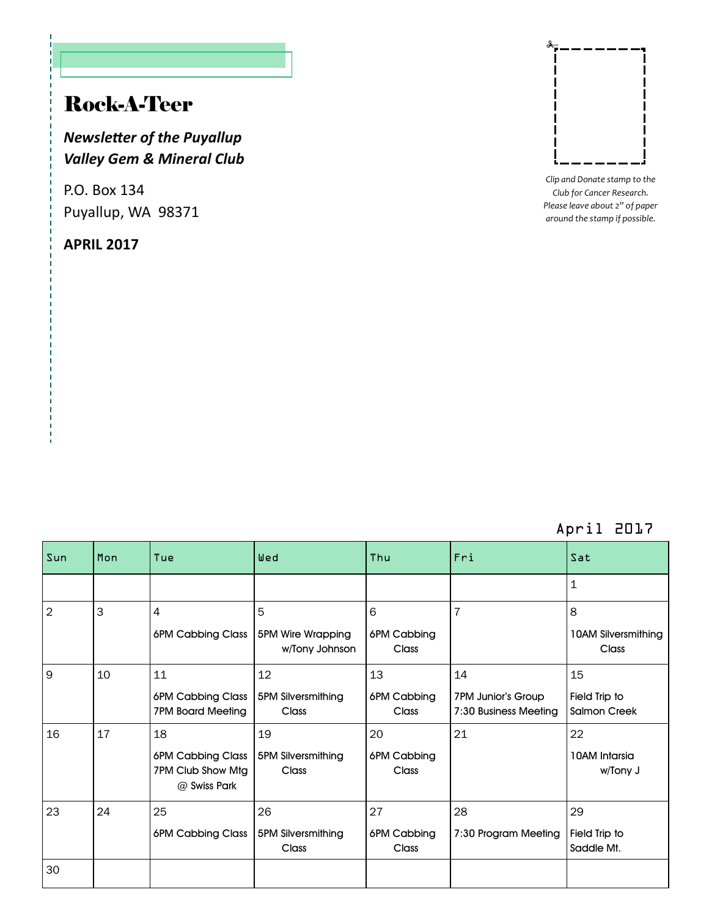# Rock-A-Teer

***Newsletter of the Puyallup Valley Gem & Mineral Club***

P.O. Box 134
Puyallup, WA  98371

**APRIL 2017**

*Clip and Donate stamp to the Club for Cancer Research. Please leave about 2" of paper around the stamp if possible.*

April 2017

| Sun | Mon | Tue | Wed | Thu | Fri | Sat |
|---|---|---|---|---|---|---|
| | | | | | | 1 |
| 2 | 3 | 4<br>6PM Cabbing Class | 5<br>5PM Wire Wrapping w/Tony Johnson | 6<br>6PM Cabbing Class | 7 | 8<br>10AM Silversmithing Class |
| 9 | 10 | 11<br>6PM Cabbing Class<br>7PM Board Meeting | 12<br>5PM Silversmithing Class | 13<br>6PM Cabbing Class | 14<br>7PM Junior's Group<br>7:30 Business Meeting | 15<br>Field Trip to Salmon Creek |
| 16 | 17 | 18<br>6PM Cabbing Class<br>7PM Club Show Mtg @ Swiss Park | 19<br>5PM Silversmithing Class | 20<br>6PM Cabbing Class | 21 | 22<br>10AM Intarsia w/Tony J |
| 23 | 24 | 25<br>6PM Cabbing Class | 26<br>5PM Silversmithing Class | 27<br>6PM Cabbing Class | 28<br>7:30 Program Meeting | 29<br>Field Trip to Saddle Mt. |
| 30 | | | | | | |